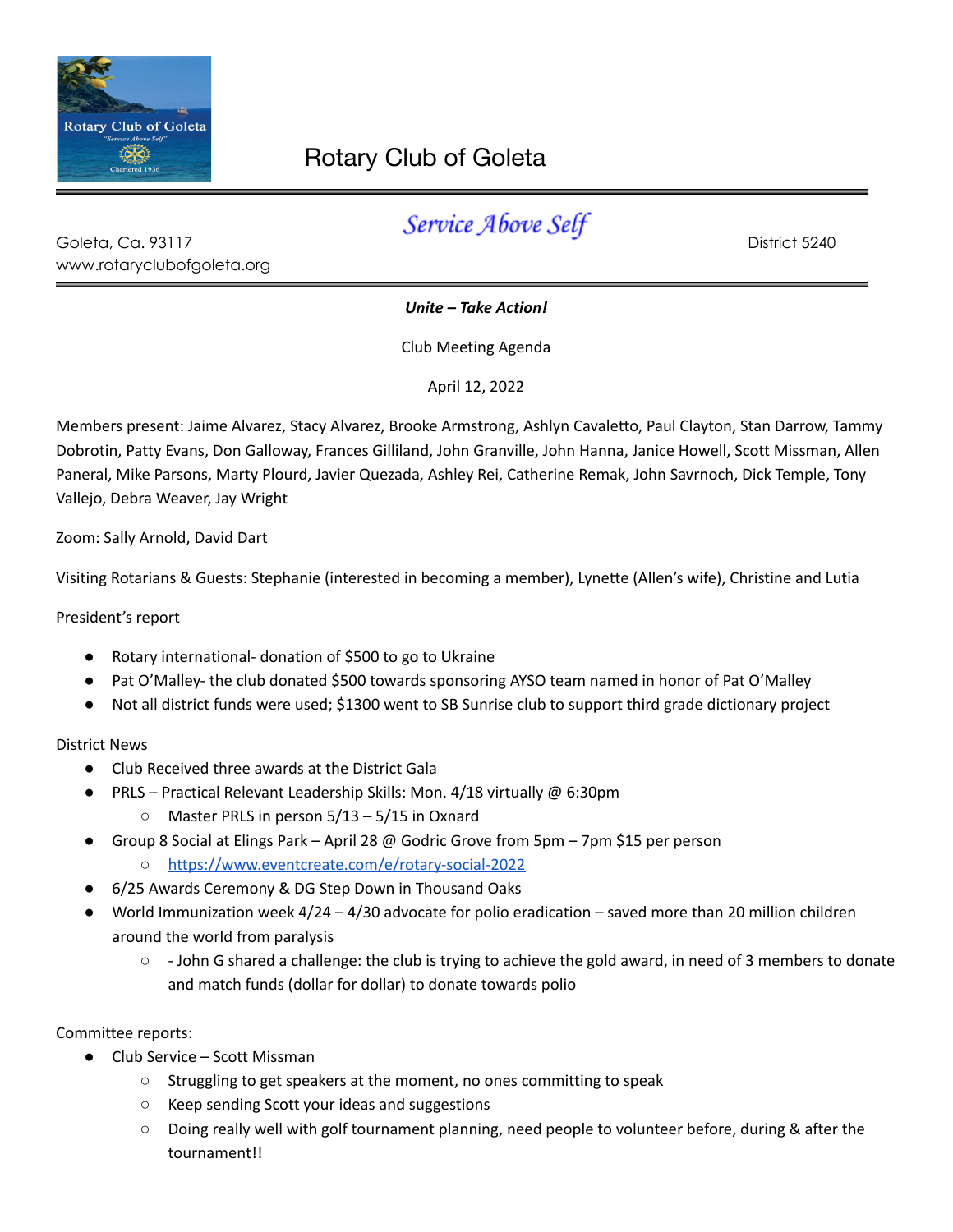# Rotary Club of Goleta

## *Service Above Self*

Goleta, Ca. 93117
www.rotaryclubofgoleta.org

District 5240

***Unite – Take Action!***

Club Meeting Agenda

April 12, 2022

Members present: Jaime Alvarez, Stacy Alvarez, Brooke Armstrong, Ashlyn Cavaletto, Paul Clayton, Stan Darrow, Tammy Dobrotin, Patty Evans, Don Galloway, Frances Gilliland, John Granville, John Hanna, Janice Howell, Scott Missman, Allen Paneral, Mike Parsons, Marty Plourd, Javier Quezada, Ashley Rei, Catherine Remak, John Savrnoch, Dick Temple, Tony Vallejo, Debra Weaver, Jay Wright

Zoom: Sally Arnold, David Dart

Visiting Rotarians & Guests: Stephanie (interested in becoming a member), Lynette (Allen's wife), Christine and Lutia

President's report

- Rotary international- donation of $500 to go to Ukraine
- Pat O'Malley- the club donated $500 towards sponsoring AYSO team named in honor of Pat O'Malley
- Not all district funds were used; $1300 went to SB Sunrise club to support third grade dictionary project

District News

- Club Received three awards at the District Gala
- PRLS – Practical Relevant Leadership Skills: Mon. 4/18 virtually @ 6:30pm
  - Master PRLS in person 5/13 – 5/15 in Oxnard
- Group 8 Social at Elings Park – April 28 @ Godric Grove from 5pm – 7pm $15 per person
  - https://www.eventcreate.com/e/rotary-social-2022
- 6/25 Awards Ceremony & DG Step Down in Thousand Oaks
- World Immunization week 4/24 – 4/30 advocate for polio eradication – saved more than 20 million children around the world from paralysis
  - - John G shared a challenge: the club is trying to achieve the gold award, in need of 3 members to donate and match funds (dollar for dollar) to donate towards polio

Committee reports:

- Club Service – Scott Missman
  - Struggling to get speakers at the moment, no ones committing to speak
  - Keep sending Scott your ideas and suggestions
  - Doing really well with golf tournament planning, need people to volunteer before, during & after the tournament!!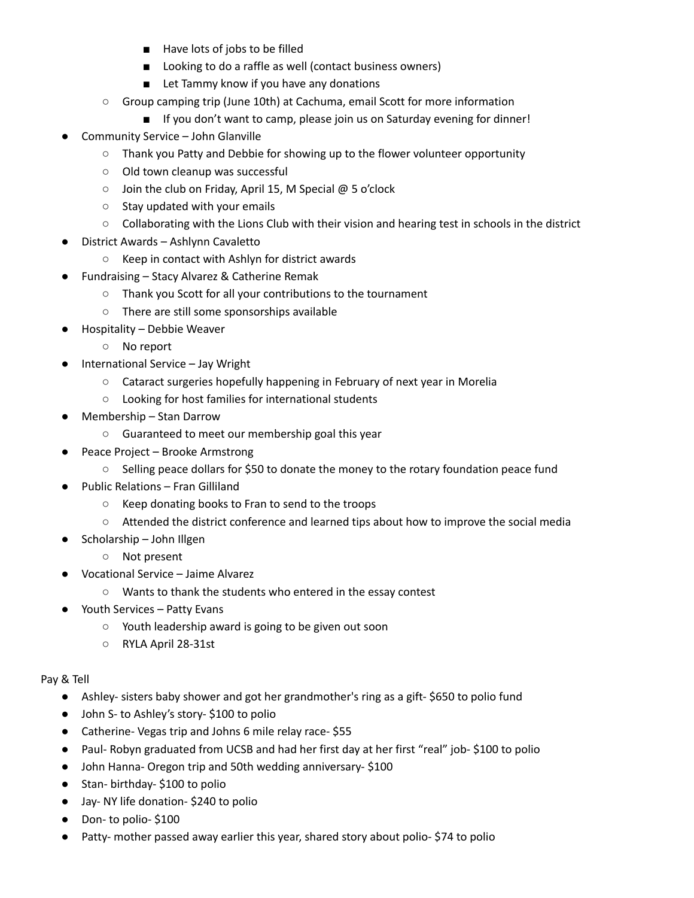- Have lots of jobs to be filled
        - Looking to do a raffle as well (contact business owners)
        - Let Tammy know if you have any donations
    - Group camping trip (June 10th) at Cachuma, email Scott for more information
        - If you don't want to camp, please join us on Saturday evening for dinner!
- Community Service – John Glanville
    - Thank you Patty and Debbie for showing up to the flower volunteer opportunity
    - Old town cleanup was successful
    - Join the club on Friday, April 15, M Special @ 5 o'clock
    - Stay updated with your emails
    - Collaborating with the Lions Club with their vision and hearing test in schools in the district
- District Awards – Ashlynn Cavaletto
    - Keep in contact with Ashlyn for district awards
- Fundraising – Stacy Alvarez & Catherine Remak
    - Thank you Scott for all your contributions to the tournament
    - There are still some sponsorships available
- Hospitality – Debbie Weaver
    - No report
- International Service – Jay Wright
    - Cataract surgeries hopefully happening in February of next year in Morelia
    - Looking for host families for international students
- Membership – Stan Darrow
    - Guaranteed to meet our membership goal this year
- Peace Project – Brooke Armstrong
    - Selling peace dollars for $50 to donate the money to the rotary foundation peace fund
- Public Relations – Fran Gilliland
    - Keep donating books to Fran to send to the troops
    - Attended the district conference and learned tips about how to improve the social media
- Scholarship – John Illgen
    - Not present
- Vocational Service – Jaime Alvarez
    - Wants to thank the students who entered in the essay contest
- Youth Services – Patty Evans
    - Youth leadership award is going to be given out soon
    - RYLA April 28-31st

Pay & Tell

- Ashley- sisters baby shower and got her grandmother's ring as a gift- $650 to polio fund
- John S- to Ashley's story- $100 to polio
- Catherine- Vegas trip and Johns 6 mile relay race- $55
- Paul- Robyn graduated from UCSB and had her first day at her first "real" job- $100 to polio
- John Hanna- Oregon trip and 50th wedding anniversary- $100
- Stan- birthday- $100 to polio
- Jay- NY life donation- $240 to polio
- Don- to polio- $100
- Patty- mother passed away earlier this year, shared story about polio- $74 to polio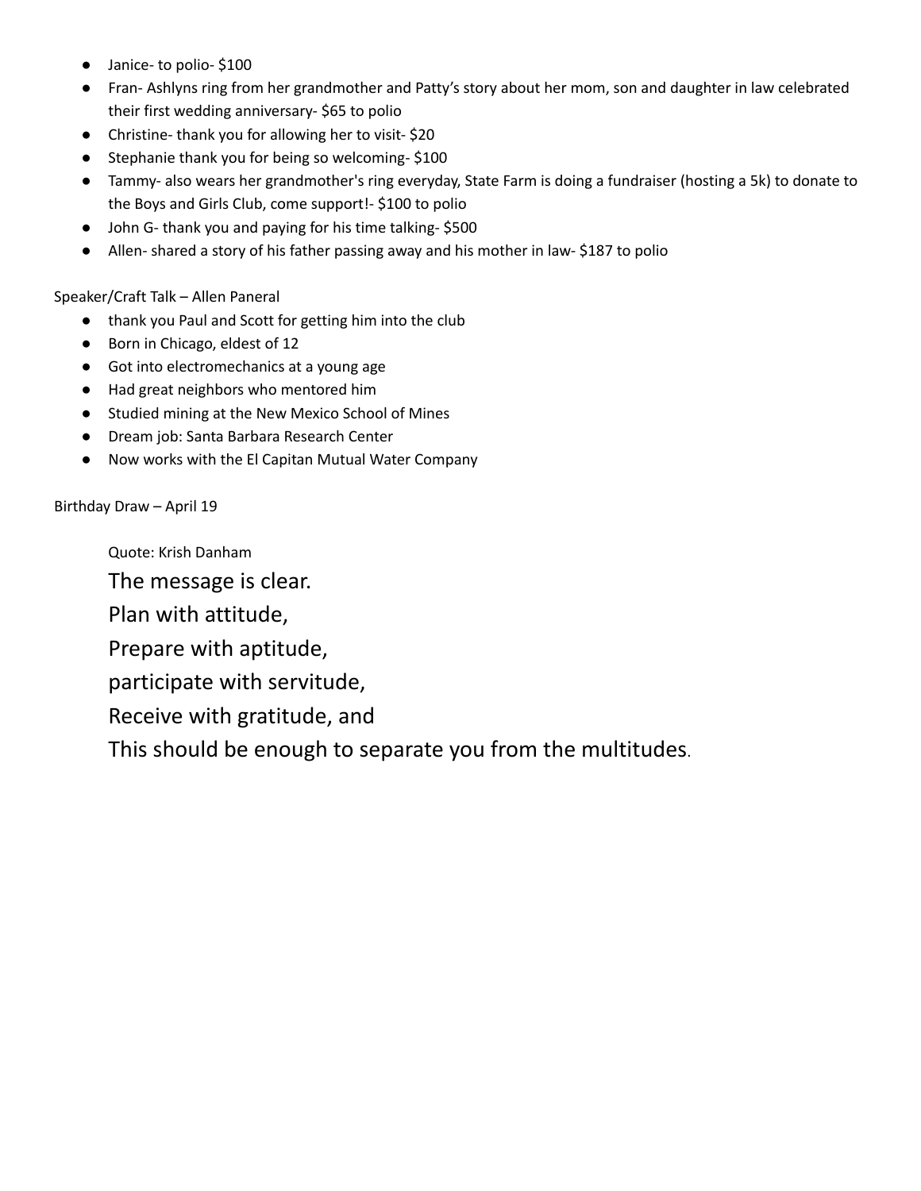- Janice- to polio- $100
- Fran- Ashlyns ring from her grandmother and Patty's story about her mom, son and daughter in law celebrated their first wedding anniversary- $65 to polio
- Christine- thank you for allowing her to visit- $20
- Stephanie thank you for being so welcoming- $100
- Tammy- also wears her grandmother's ring everyday, State Farm is doing a fundraiser (hosting a 5k) to donate to the Boys and Girls Club, come support!- $100 to polio
- John G- thank you and paying for his time talking- $500
- Allen- shared a story of his father passing away and his mother in law- $187 to polio

Speaker/Craft Talk – Allen Paneral

- thank you Paul and Scott for getting him into the club
- Born in Chicago, eldest of 12
- Got into electromechanics at a young age
- Had great neighbors who mentored him
- Studied mining at the New Mexico School of Mines
- Dream job: Santa Barbara Research Center
- Now works with the El Capitan Mutual Water Company

Birthday Draw – April 19

Quote: Krish Danham

The message is clear.

Plan with attitude,

Prepare with aptitude,

participate with servitude,

Receive with gratitude, and

This should be enough to separate you from the multitudes.